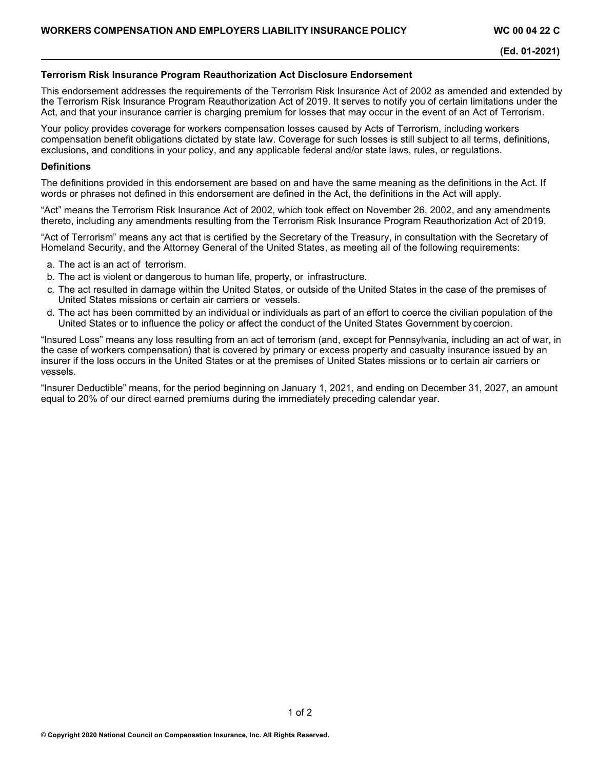**Terrorism Risk Insurance Program Reauthorization Act Disclosure Endorsement**

This endorsement addresses the requirements of the Terrorism Risk Insurance Act of 2002 as amended and extended by the Terrorism Risk Insurance Program Reauthorization Act of 2019. It serves to notify you of certain limitations under the Act, and that your insurance carrier is charging premium for losses that may occur in the event of an Act of Terrorism.

Your policy provides coverage for workers compensation losses caused by Acts of Terrorism, including workers compensation benefit obligations dictated by state law. Coverage for such losses is still subject to all terms, definitions, exclusions, and conditions in your policy, and any applicable federal and/or state laws, rules, or regulations.

**Definitions**

The definitions provided in this endorsement are based on and have the same meaning as the definitions in the Act. If words or phrases not defined in this endorsement are defined in the Act, the definitions in the Act will apply.

"Act" means the Terrorism Risk Insurance Act of 2002, which took effect on November 26, 2002, and any amendments thereto, including any amendments resulting from the Terrorism Risk Insurance Program Reauthorization Act of 2019.

"Act of Terrorism" means any act that is certified by the Secretary of the Treasury, in consultation with the Secretary of Homeland Security, and the Attorney General of the United States, as meeting all of the following requirements:

a. The act is an act of terrorism.
b. The act is violent or dangerous to human life, property, or infrastructure.
c. The act resulted in damage within the United States, or outside of the United States in the case of the premises of United States missions or certain air carriers or vessels.
d. The act has been committed by an individual or individuals as part of an effort to coerce the civilian population of the United States or to influence the policy or affect the conduct of the United States Government by coercion.

"Insured Loss" means any loss resulting from an act of terrorism (and, except for Pennsylvania, including an act of war, in the case of workers compensation) that is covered by primary or excess property and casualty insurance issued by an insurer if the loss occurs in the United States or at the premises of United States missions or to certain air carriers or vessels.

"Insurer Deductible" means, for the period beginning on January 1, 2021, and ending on December 31, 2027, an amount equal to 20% of our direct earned premiums during the immediately preceding calendar year.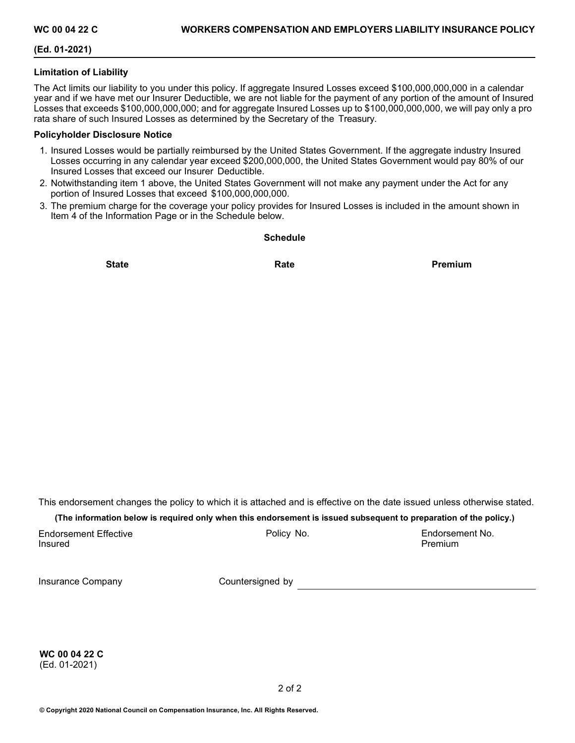### Limitation of Liability

The Act limits our liability to you under this policy. If aggregate Insured Losses exceed $100,000,000,000 in a calendar year and if we have met our Insurer Deductible, we are not liable for the payment of any portion of the amount of Insured Losses that exceeds $100,000,000,000; and for aggregate Insured Losses up to $100,000,000,000, we will pay only a pro rata share of such Insured Losses as determined by the Secretary of the Treasury.

### Policyholder Disclosure Notice

1. Insured Losses would be partially reimbursed by the United States Government. If the aggregate industry Insured Losses occurring in any calendar year exceed $200,000,000, the United States Government would pay 80% of our Insured Losses that exceed our Insurer Deductible.
2. Notwithstanding item 1 above, the United States Government will not make any payment under the Act for any portion of Insured Losses that exceed $100,000,000,000.
3. The premium charge for the coverage your policy provides for Insured Losses is included in the amount shown in Item 4 of the Information Page or in the Schedule below.

**Schedule**

| State | Rate | Premium |
| --- | --- | --- |
| | | |

This endorsement changes the policy to which it is attached and is effective on the date issued unless otherwise stated.

**(The information below is required only when this endorsement is issued subsequent to preparation of the policy.)**

Endorsement Effective Policy No. Endorsement No.
Insured Premium

Insurance Company Countersigned by ______________________

WC 00 04 22 C
(Ed. 01-2021)

© Copyright 2020 National Council on Compensation Insurance, Inc. All Rights Reserved.